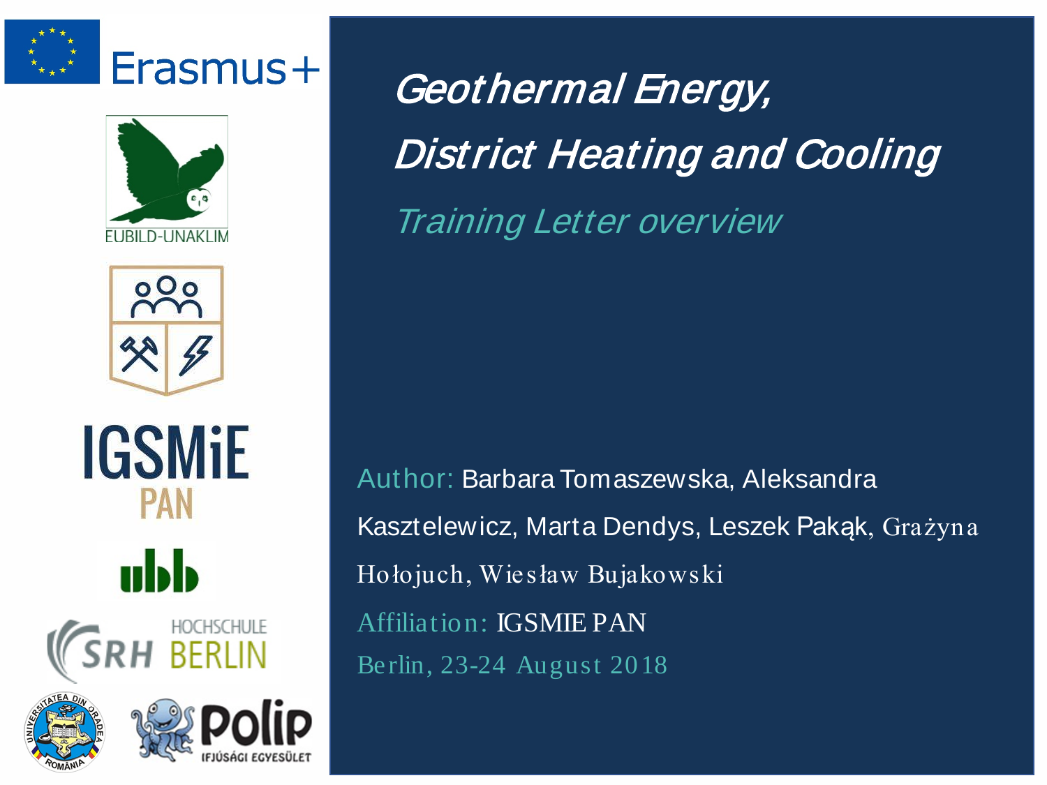# Geothermal Energy, District Heating and Cooling

## Training Letter overview

Author: Barbara Tomaszewska, Aleksandra Kasztelewicz, Marta Dendys, Leszek Pakąk, Grażyna Hołojuch, Wiesław Bujakowski

Affiliation: IGSMIE PAN

Berlin, 23-24 August 2018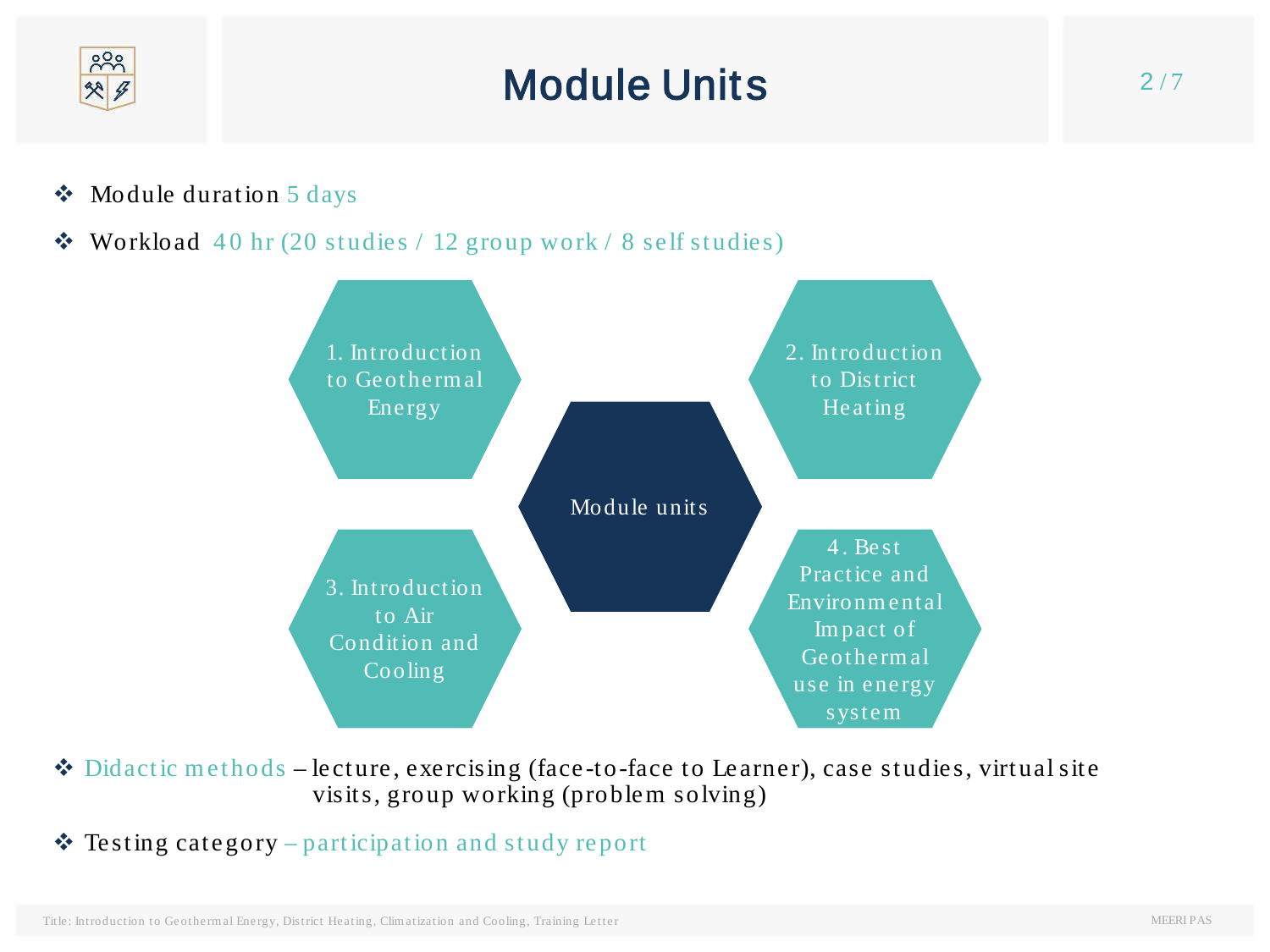# Module Units

- Module duration 5 days
- Workload 40 hr (20 studies / 12 group work / 8 self studies)

Module units

1. Introduction to Geothermal Energy

2. Introduction to District Heating

3. Introduction to Air Condition and Cooling

4. Best Practice and Environmental Impact of Geothermal use in energy system

- Didactic methods – lecture, exercising (face-to-face to Learner), case studies, virtual site visits, group working (problem solving)
- Testing category – participation and study report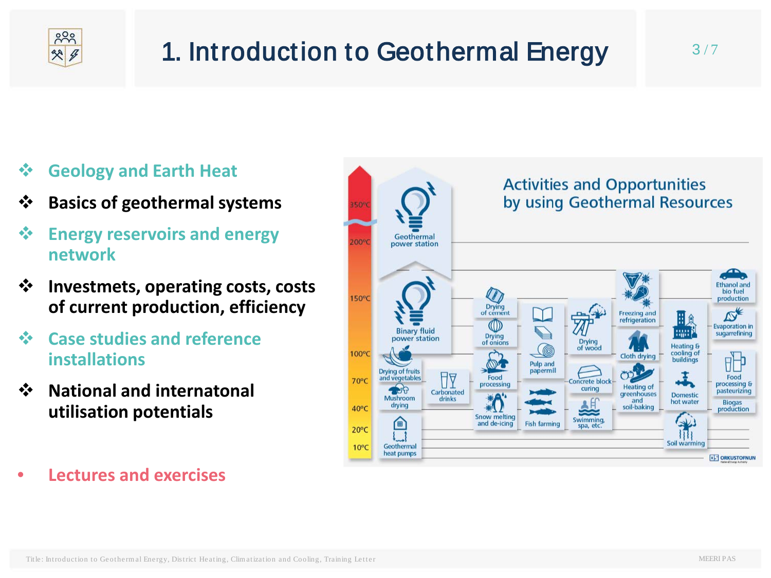# 1. Introduction to Geothermal Energy

- Geology and Earth Heat
- **Basics of geothermal systems**
- Energy reservoirs and energy network
- **Investmets, operating costs, costs of current production, efficiency**
- Case studies and reference installations
- **National and internatonal utilisation potentials**

- Lectures and exercises

Activities and Opportunities by using Geothermal Resources

350°C
200°C
150°C
100°C
70°C
40°C
20°C
10°C

Geothermal power station
Binary fluid power station
Drying of fruits and vegetables
Mushroom drying
Geothermal heat pumps
Carbonated drinks
Drying of cement
Drying of onions
Food processing
Snow melting and de-icing
Pulp and papermill
Fish farming
Drying of wood
Concrete block curing
Swimming, spa, etc.
Freezing and refrigeration
Cloth drying
Heating of greenhouses and soil-baking
Heating & cooling of buildings
Domestic hot water
Soil warming
Ethanol and bio fuel production
Evaporation in sugarrefining
Food processing & pasteurizing
Biogas production

ORKUSTOFNUN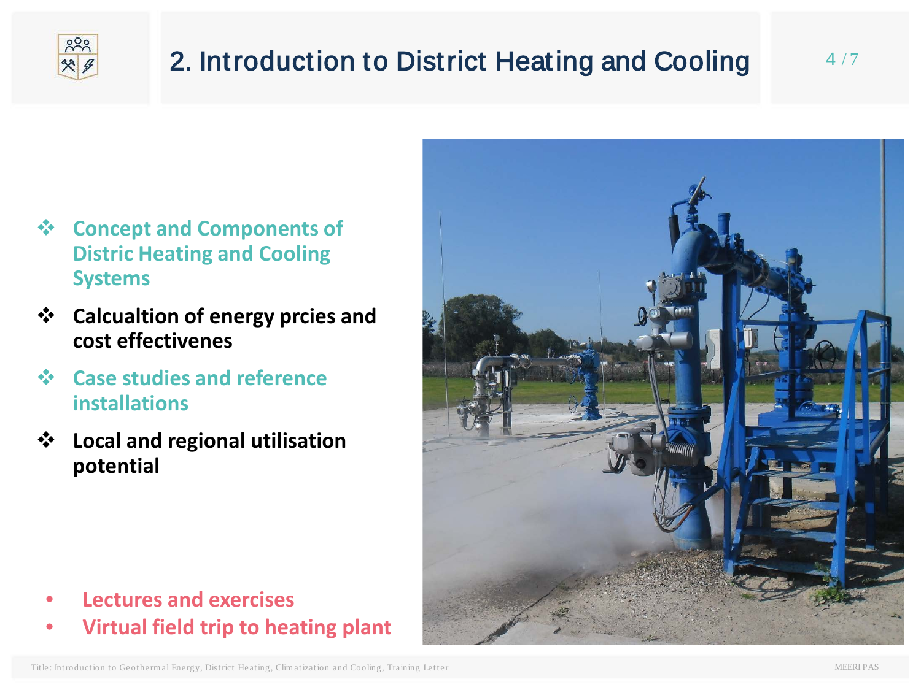# 2. Introduction to District Heating and Cooling

- Concept and Components of Distric Heating and Cooling Systems
- Calcualtion of energy prcies and cost effectivenes
- Case studies and reference installations
- Local and regional utilisation potential

- Lectures and exercises
- Virtual field trip to heating plant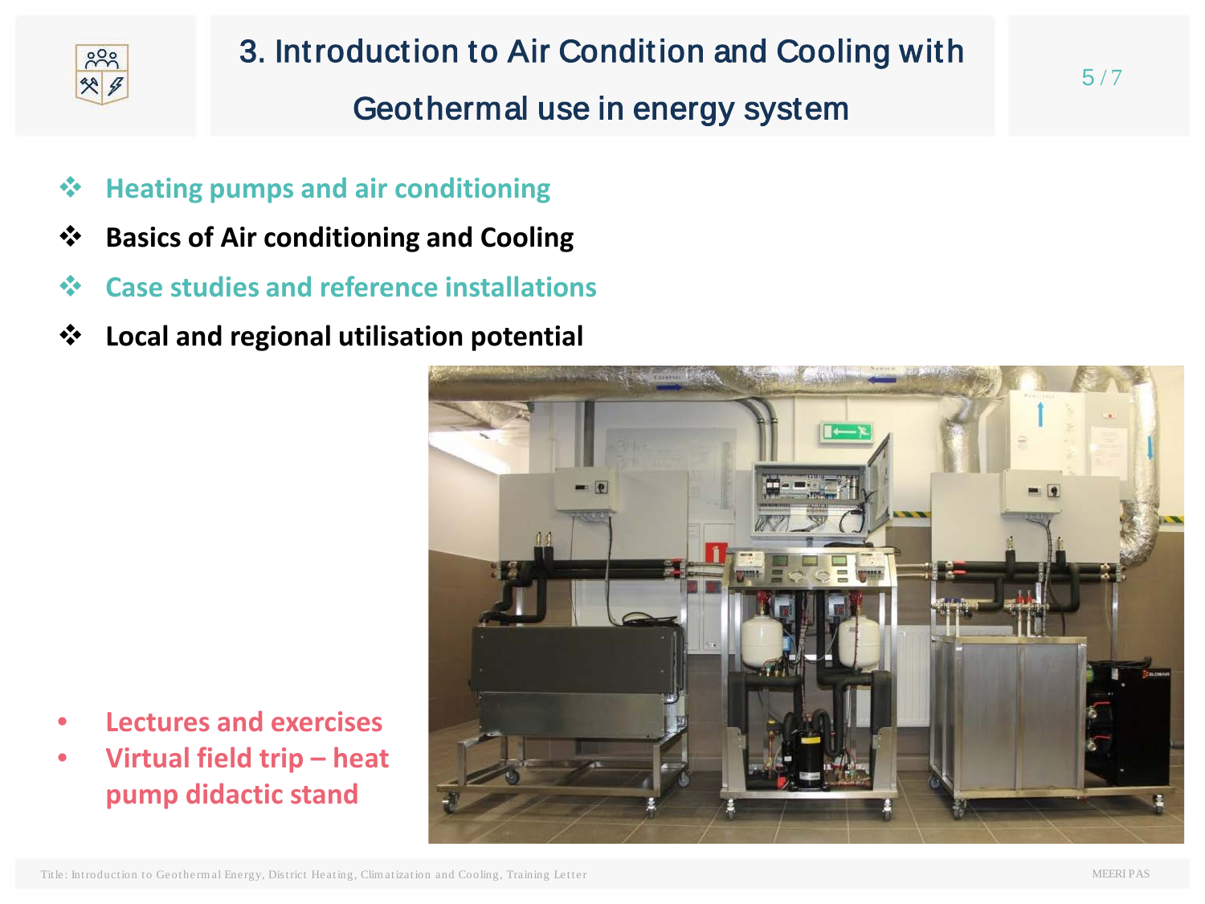# 3. Introduction to Air Condition and Cooling with Geothermal use in energy system

- Heating pumps and air conditioning
- Basics of Air conditioning and Cooling
- Case studies and reference installations
- Local and regional utilisation potential

- Lectures and exercises
- Virtual field trip – heat pump didactic stand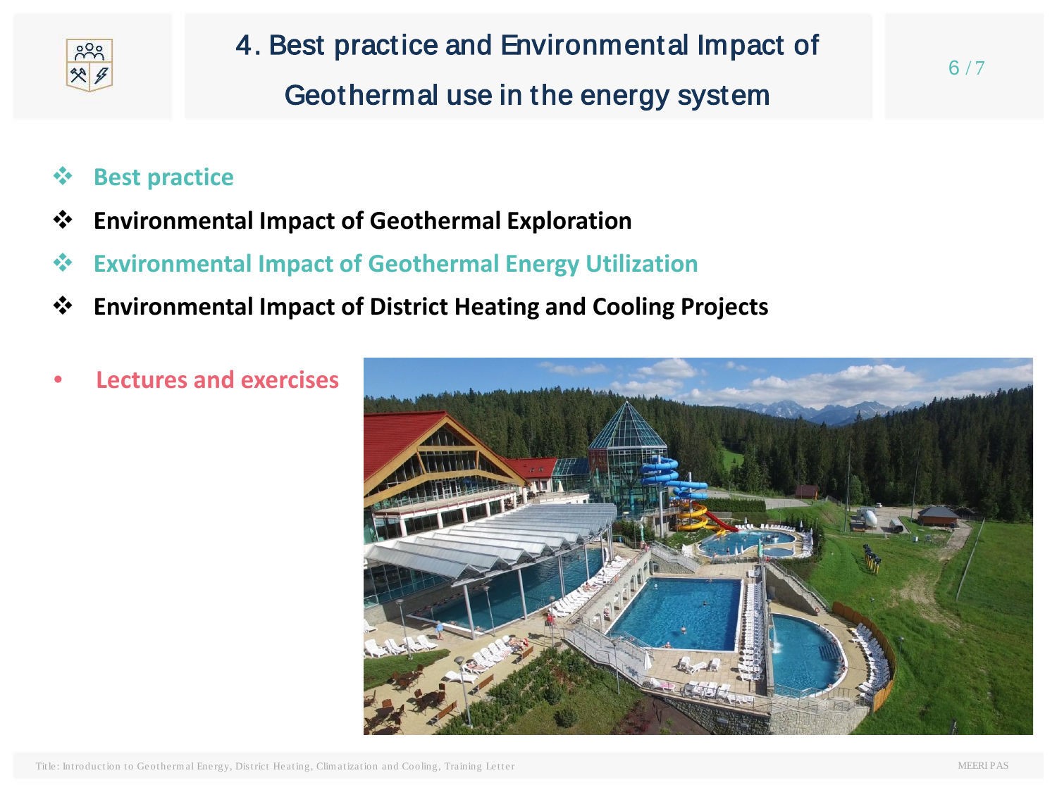# 4. Best practice and Environmental Impact of Geothermal use in the energy system

- ❖ Best practice
- ❖ **Environmental Impact of Geothermal Exploration**
- ❖ Exvironmental Impact of Geothermal Energy Utilization
- ❖ **Environmental Impact of District Heating and Cooling Projects**

- Lectures and exercises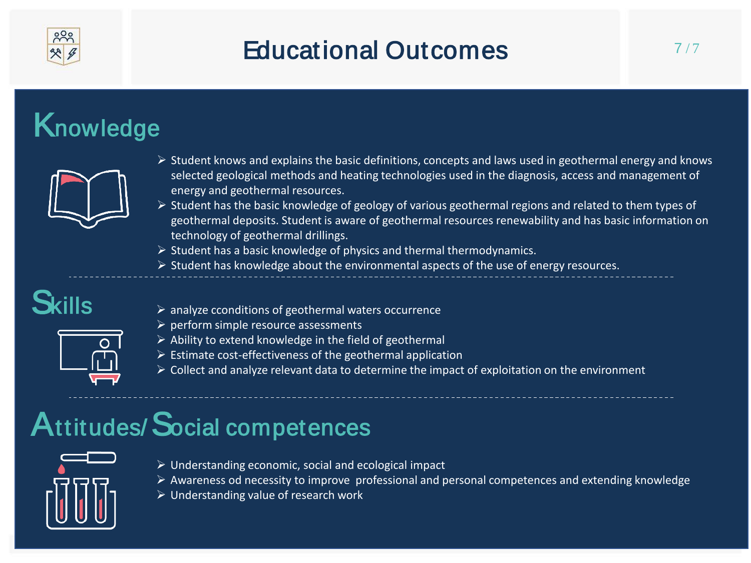# Educational Outcomes

## Knowledge

- Student knows and explains the basic definitions, concepts and laws used in geothermal energy and knows selected geological methods and heating technologies used in the diagnosis, access and management of energy and geothermal resources.
- Student has the basic knowledge of geology of various geothermal regions and related to them types of geothermal deposits. Student is aware of geothermal resources renewability and has basic information on technology of geothermal drillings.
- Student has a basic knowledge of physics and thermal thermodynamics.
- Student has knowledge about the environmental aspects of the use of energy resources.

## Skills

- analyze cconditions of geothermal waters occurrence
- perform simple resource assessments
- Ability to extend knowledge in the field of geothermal
- Estimate cost-effectiveness of the geothermal application
- Collect and analyze relevant data to determine the impact of exploitation on the environment

## Attitudes/ Social competences

- Understanding economic, social and ecological impact
- Awareness od necessity to improve professional and personal competences and extending knowledge
- Understanding value of research work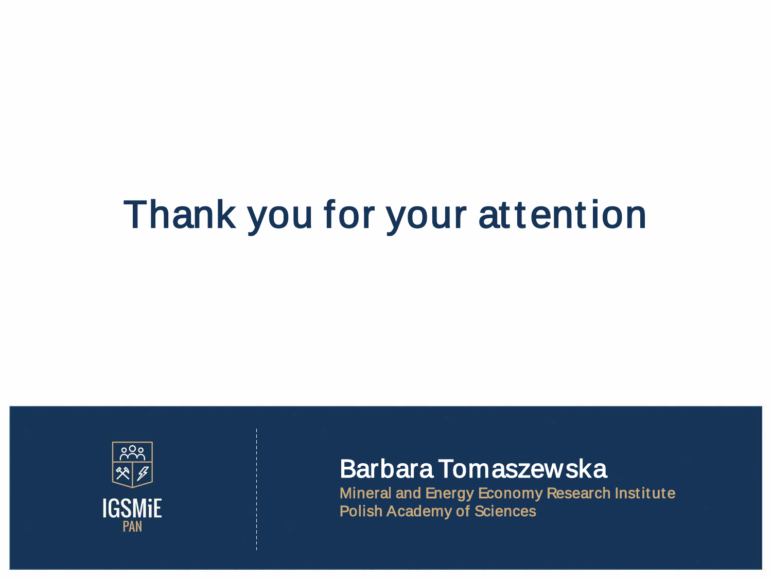# Thank you for your attention

IGSMiE PAN

**Barbara Tomaszewska**

Mineral and Energy Economy Research Institute
Polish Academy of Sciences